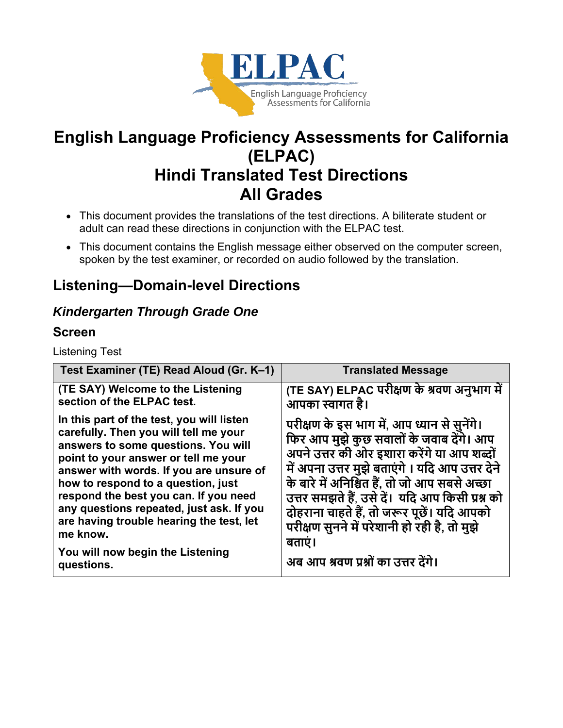# English Language Proficiency Assessments for California (ELPAC)
# Hindi Translated Test Directions
# All Grades

- This document provides the translations of the test directions. A biliterate student or adult can read these directions in conjunction with the ELPAC test.
- This document contains the English message either observed on the computer screen, spoken by the test examiner, or recorded on audio followed by the translation.

## Listening—Domain-level Directions

### *Kindergarten Through Grade One*

### Screen

Listening Test

| Test Examiner (TE) Read Aloud (Gr. K–1) | Translated Message |
|---|---|
| **(TE SAY) Welcome to the Listening section of the ELPAC test.**<br><br>**In this part of the test, you will listen carefully. Then you will tell me your answers to some questions. You will point to your answer or tell me your answer with words. If you are unsure of how to respond to a question, just respond the best you can. If you need any questions repeated, just ask. If you are having trouble hearing the test, let me know.**<br><br>**You will now begin the Listening questions.** | **(TE SAY) ELPAC परीक्षण के श्रवण अनुभाग में आपका स्वागत है।**<br><br>**परीक्षण के इस भाग में, आप ध्यान से सुनेंगे। फिर आप मुझे कुछ सवालों के जवाब देंगे। आप अपने उत्तर की ओर इशारा करेंगे या आप शब्दों में अपना उत्तर मुझे बताएंगे । यदि आप उत्तर देने के बारे में अनिश्चित हैं, तो जो आप सबसे अच्छा उत्तर समझते हैं, उसे दें। यदि आप किसी प्रश्न को दोहराना चाहते हैं, तो जरूर पूछें। यदि आपको परीक्षण सुनने में परेशानी हो रही है, तो मुझे बताएं।**<br><br>**अब आप श्रवण प्रश्नों का उत्तर देंगे।** |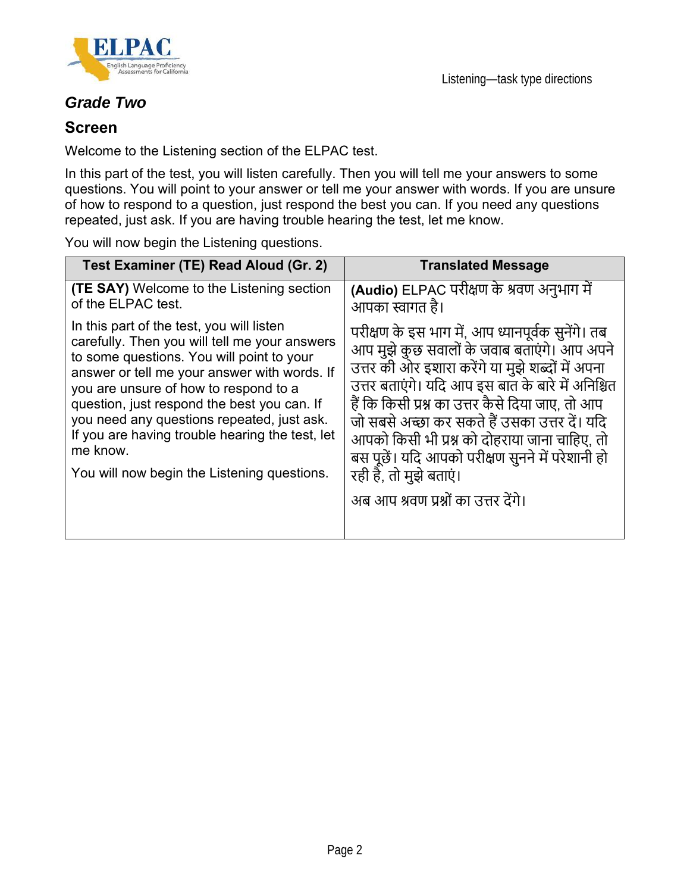## *Grade Two*

## Screen

Welcome to the Listening section of the ELPAC test.

In this part of the test, you will listen carefully. Then you will tell me your answers to some questions. You will point to your answer or tell me your answer with words. If you are unsure of how to respond to a question, just respond the best you can. If you need any questions repeated, just ask. If you are having trouble hearing the test, let me know.

You will now begin the Listening questions.

| Test Examiner (TE) Read Aloud (Gr. 2) | Translated Message |
| --- | --- |
| **(TE SAY)** Welcome to the Listening section of the ELPAC test.<br><br>In this part of the test, you will listen carefully. Then you will tell me your answers to some questions. You will point to your answer or tell me your answer with words. If you are unsure of how to respond to a question, just respond the best you can. If you need any questions repeated, just ask. If you are having trouble hearing the test, let me know.<br><br>You will now begin the Listening questions. | **(Audio)** ELPAC परीक्षण के श्रवण अनुभाग में आपका स्वागत है।<br><br>परीक्षण के इस भाग में, आप ध्यानपूर्वक सुनेंगे। तब आप मुझे कुछ सवालों के जवाब बताएंगे। आप अपने उत्तर की ओर इशारा करेंगे या मुझे शब्दों में अपना उत्तर बताएंगे। यदि आप इस बात के बारे में अनिश्चित हैं कि किसी प्रश्न का उत्तर कैसे दिया जाए, तो आप जो सबसे अच्छा कर सकते हैं उसका उत्तर दें। यदि आपको किसी भी प्रश्न को दोहराया जाना चाहिए, तो बस पूछें। यदि आपको परीक्षण सुनने में परेशानी हो रही है, तो मुझे बताएं।<br><br>अब आप श्रवण प्रश्नों का उत्तर देंगे। |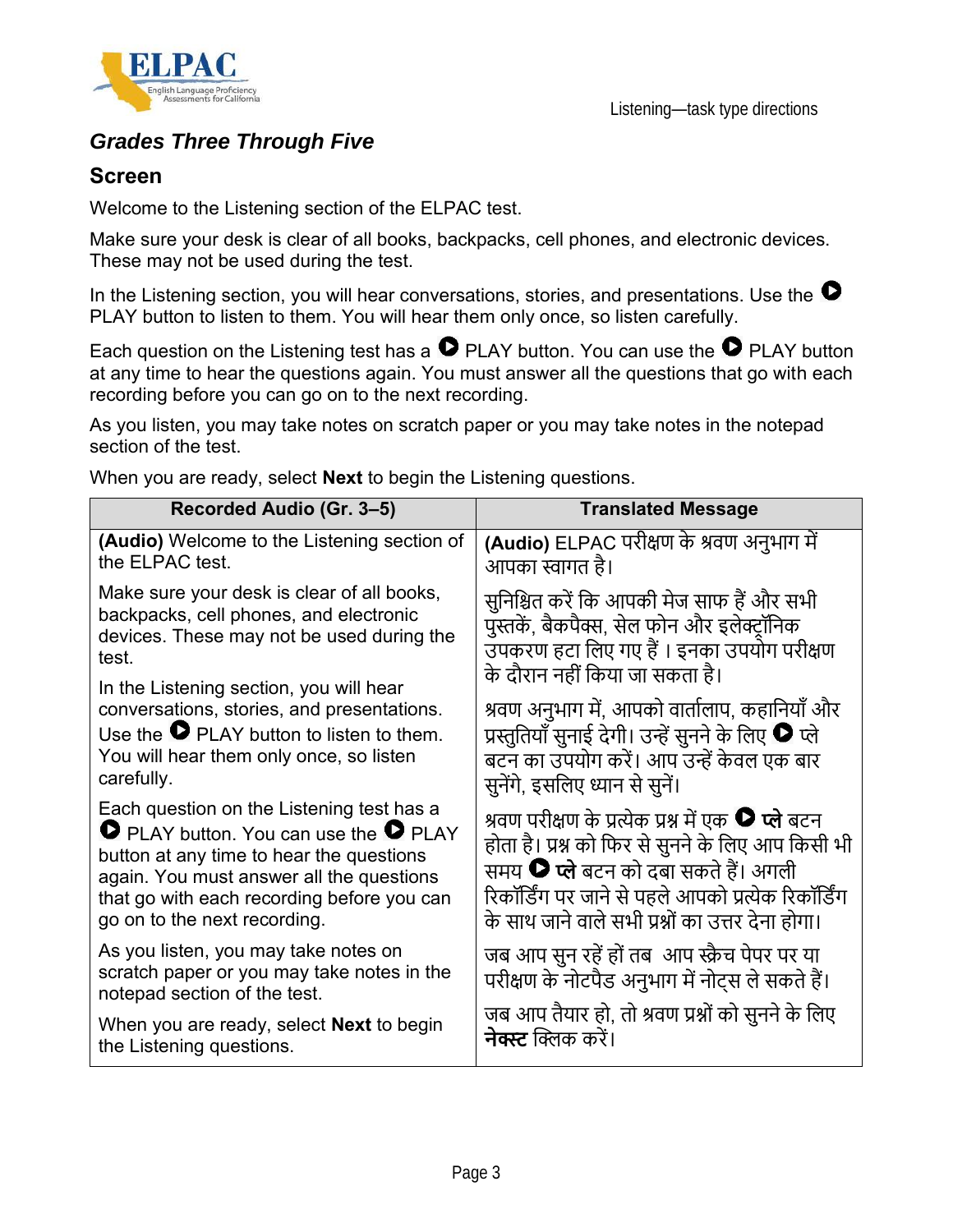### *Grades Three Through Five*

### Screen

Welcome to the Listening section of the ELPAC test.

Make sure your desk is clear of all books, backpacks, cell phones, and electronic devices. These may not be used during the test.

In the Listening section, you will hear conversations, stories, and presentations. Use the ▶ PLAY button to listen to them. You will hear them only once, so listen carefully.

Each question on the Listening test has a ▶ PLAY button. You can use the ▶ PLAY button at any time to hear the questions again. You must answer all the questions that go with each recording before you can go on to the next recording.

As you listen, you may take notes on scratch paper or you may take notes in the notepad section of the test.

When you are ready, select **Next** to begin the Listening questions.

| Recorded Audio (Gr. 3–5) | Translated Message |
| --- | --- |
| **(Audio)** Welcome to the Listening section of the ELPAC test. | **(Audio)** ELPAC परीक्षण के श्रवण अनुभाग में आपका स्वागत है। |
| Make sure your desk is clear of all books, backpacks, cell phones, and electronic devices. These may not be used during the test. | सुनिश्चित करें कि आपकी मेज साफ हैं और सभी पुस्तकें, बैकपैक्स, सेल फोन और इलेक्ट्रॉनिक उपकरण हटा लिए गए हैं । इनका उपयोग परीक्षण के दौरान नहीं किया जा सकता है। |
| In the Listening section, you will hear conversations, stories, and presentations. Use the ▶ PLAY button to listen to them. You will hear them only once, so listen carefully. | श्रवण अनुभाग में, आपको वार्तालाप, कहानियाँ और प्रस्तुतियाँ सुनाई देगी। उन्हें सुनने के लिए ▶ प्ले बटन का उपयोग करें। आप उन्हें केवल एक बार सुनेंगे, इसलिए ध्यान से सुनें। |
| Each question on the Listening test has a ▶ PLAY button. You can use the ▶ PLAY button at any time to hear the questions again. You must answer all the questions that go with each recording before you can go on to the next recording. | श्रवण परीक्षण के प्रत्येक प्रश्न में एक ▶ **प्ले** बटन होता है। प्रश्न को फिर से सुनने के लिए आप किसी भी समय ▶ **प्ले** बटन को दबा सकते हैं। अगली रिकॉर्डिंग पर जाने से पहले आपको प्रत्येक रिकॉर्डिंग के साथ जाने वाले सभी प्रश्नों का उत्तर देना होगा। |
| As you listen, you may take notes on scratch paper or you may take notes in the notepad section of the test. | जब आप सुन रहें हों तब आप स्क्रैच पेपर पर या परीक्षण के नोटपैड अनुभाग में नोट्स ले सकते हैं। |
| When you are ready, select **Next** to begin the Listening questions. | जब आप तैयार हो, तो श्रवण प्रश्नों को सुनने के लिए **नेक्स्ट** क्लिक करें। |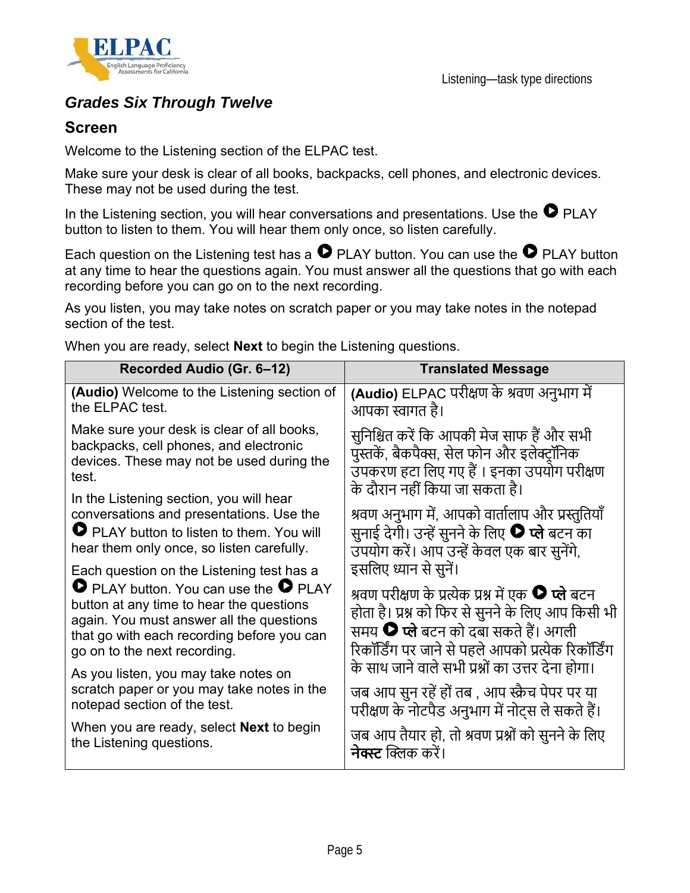### *Grades Six Through Twelve*

#### Screen

Welcome to the Listening section of the ELPAC test.

Make sure your desk is clear of all books, backpacks, cell phones, and electronic devices. These may not be used during the test.

In the Listening section, you will hear conversations and presentations. Use the ▶ PLAY button to listen to them. You will hear them only once, so listen carefully.

Each question on the Listening test has a ▶ PLAY button. You can use the ▶ PLAY button at any time to hear the questions again. You must answer all the questions that go with each recording before you can go on to the next recording.

As you listen, you may take notes on scratch paper or you may take notes in the notepad section of the test.

When you are ready, select **Next** to begin the Listening questions.

| Recorded Audio (Gr. 6–12) | Translated Message |
|---|---|
| **(Audio)** Welcome to the Listening section of the ELPAC test.<br><br>Make sure your desk is clear of all books, backpacks, cell phones, and electronic devices. These may not be used during the test.<br><br>In the Listening section, you will hear conversations and presentations. Use the ▶ PLAY button to listen to them. You will hear them only once, so listen carefully.<br><br>Each question on the Listening test has a ▶ PLAY button. You can use the ▶ PLAY button at any time to hear the questions again. You must answer all the questions that go with each recording before you can go on to the next recording.<br><br>As you listen, you may take notes on scratch paper or you may take notes in the notepad section of the test.<br><br>When you are ready, select **Next** to begin the Listening questions. | **(Audio)** ELPAC परीक्षण के श्रवण अनुभाग में आपका स्वागत है।<br><br>सुनिश्चित करें कि आपकी मेज साफ हैं और सभी पुस्तकें, बैकपैक्स, सेल फोन और इलेक्ट्रॉनिक उपकरण हटा लिए गए हैं। इनका उपयोग परीक्षण के दौरान नहीं किया जा सकता है।<br><br>श्रवण अनुभाग में, आपको वार्तालाप और प्रस्तुतियाँ सुनाई देगी। उन्हें सुनने के लिए ▶ **प्ले** बटन का उपयोग करें। आप उन्हें केवल एक बार सुनेंगे, इसलिए ध्यान से सुनें।<br><br>श्रवण परीक्षण के प्रत्येक प्रश्न में एक ▶ **प्ले** बटन होता है। प्रश्न को फिर से सुनने के लिए आप किसी भी समय ▶ **प्ले** बटन को दबा सकते हैं। अगली रिकॉर्डिंग पर जाने से पहले आपको प्रत्येक रिकॉर्डिंग के साथ जाने वाले सभी प्रश्नों का उत्तर देना होगा।<br><br>जब आप सुन रहें हों तब , आप स्क्रैच पेपर पर या परीक्षण के नोटपैड अनुभाग में नोट्स ले सकते हैं।<br><br>जब आप तैयार हो, तो श्रवण प्रश्नों को सुनने के लिए **नेक्स्ट** क्लिक करें। |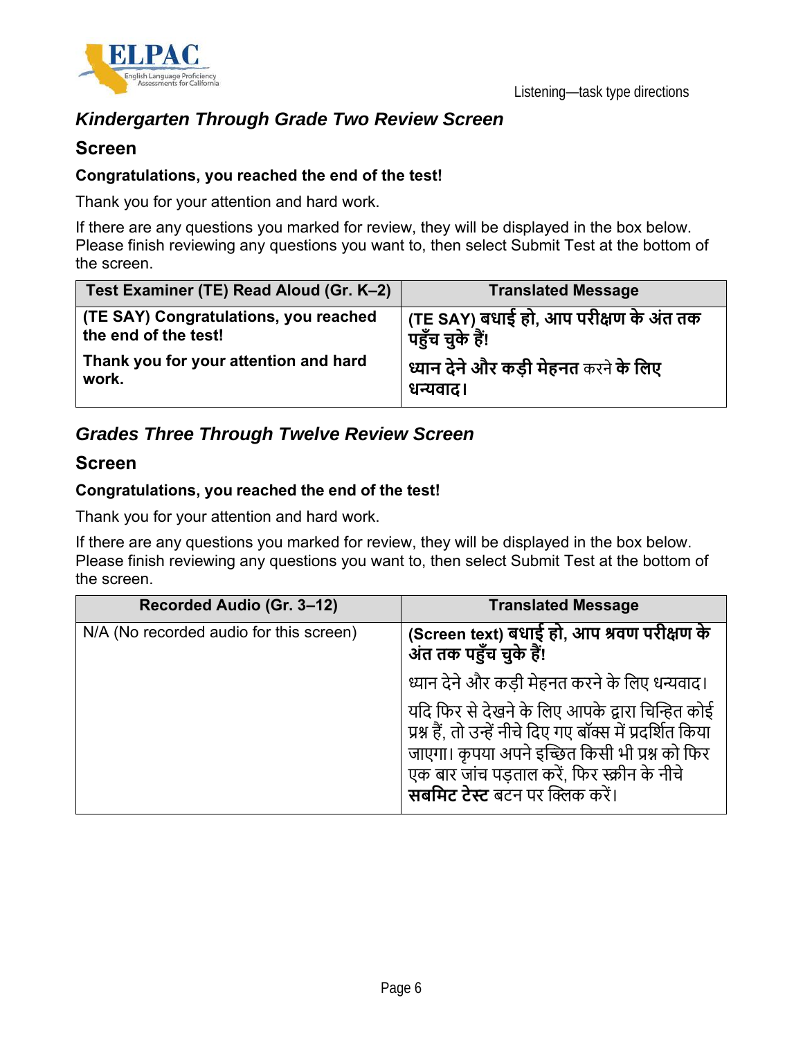### *Kindergarten Through Grade Two Review Screen*

#### Screen

**Congratulations, you reached the end of the test!**

Thank you for your attention and hard work.

If there are any questions you marked for review, they will be displayed in the box below. Please finish reviewing any questions you want to, then select Submit Test at the bottom of the screen.

| Test Examiner (TE) Read Aloud (Gr. K–2) | Translated Message |
|---|---|
| **(TE SAY) Congratulations, you reached the end of the test!**<br><br>**Thank you for your attention and hard work.** | **(TE SAY) बधाई हो, आप परीक्षण के अंत तक पहुँच चुके हैं!**<br><br>**ध्यान देने और कड़ी मेहनत** करने **के लिए धन्यवाद।** |

### *Grades Three Through Twelve Review Screen*

#### Screen

**Congratulations, you reached the end of the test!**

Thank you for your attention and hard work.

If there are any questions you marked for review, they will be displayed in the box below. Please finish reviewing any questions you want to, then select Submit Test at the bottom of the screen.

| Recorded Audio (Gr. 3–12) | Translated Message |
|---|---|
| N/A (No recorded audio for this screen) | **(Screen text) बधाई हो, आप श्रवण परीक्षण के अंत तक पहुँच चुके हैं!**<br><br>ध्यान देने और कड़ी मेहनत करने के लिए धन्यवाद।<br><br>यदि फिर से देखने के लिए आपके द्वारा चिन्हित कोई प्रश्न हैं, तो उन्हें नीचे दिए गए बॉक्स में प्रदर्शित किया जाएगा। कृपया अपने इच्छित किसी भी प्रश्न को फिर एक बार जांच पड़ताल करें, फिर स्क्रीन के नीचे **सबमिट टेस्ट** बटन पर क्लिक करें। |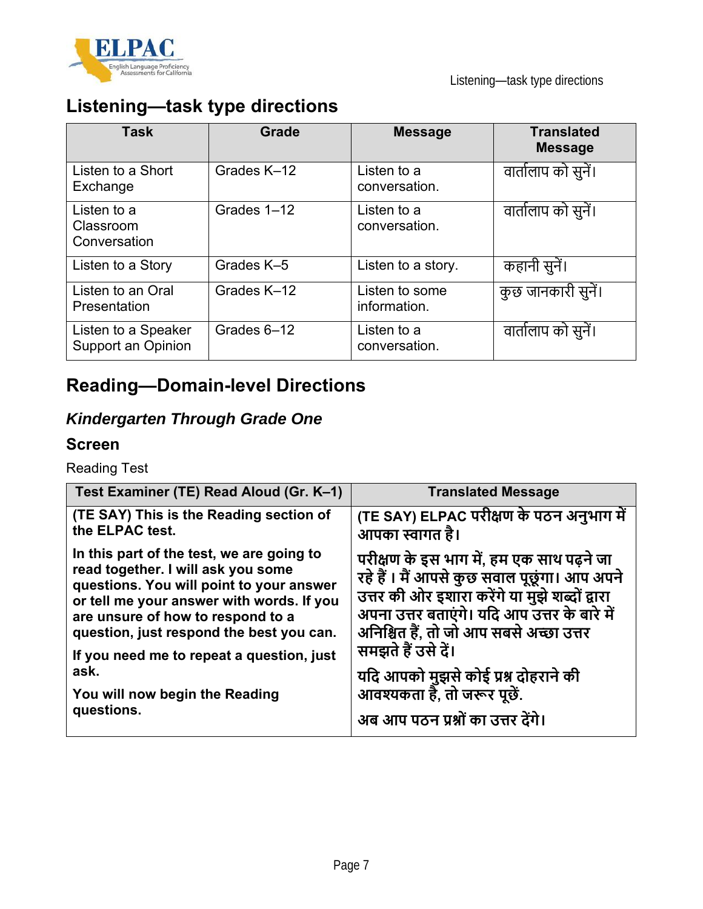# Listening—task type directions

| Task | Grade | Message | Translated Message |
|---|---|---|---|
| Listen to a Short Exchange | Grades K–12 | Listen to a conversation. | वार्तालाप को सुनें। |
| Listen to a Classroom Conversation | Grades 1–12 | Listen to a conversation. | वार्तालाप को सुनें। |
| Listen to a Story | Grades K–5 | Listen to a story. | कहानी सुनें। |
| Listen to an Oral Presentation | Grades K–12 | Listen to some information. | कुछ जानकारी सुनें। |
| Listen to a Speaker Support an Opinion | Grades 6–12 | Listen to a conversation. | वार्तालाप को सुनें। |

# Reading—Domain-level Directions

## *Kindergarten Through Grade One*

### Screen

Reading Test

| Test Examiner (TE) Read Aloud (Gr. K–1) | Translated Message |
|---|---|
| **(TE SAY) This is the Reading section of the ELPAC test.**<br><br>**In this part of the test, we are going to read together. I will ask you some questions. You will point to your answer or tell me your answer with words. If you are unsure of how to respond to a question, just respond the best you can.**<br><br>**If you need me to repeat a question, just ask.**<br><br>**You will now begin the Reading questions.** | **(TE SAY) ELPAC परीक्षण के पठन अनुभाग में आपका स्वागत है।**<br><br>**परीक्षण के इस भाग में, हम एक साथ पढ़ने जा रहे हैं। मैं आपसे कुछ सवाल पूछूंगा। आप अपने उत्तर की ओर इशारा करेंगे या मुझे शब्दों द्वारा अपना उत्तर बताएंगे। यदि आप उत्तर के बारे में अनिश्चित हैं, तो जो आप सबसे अच्छा उत्तर समझते हैं उसे दें।**<br><br>**यदि आपको मुझसे कोई प्रश्न दोहराने की आवश्यकता है, तो जरूर पूछें.**<br><br>**अब आप पठन प्रश्नों का उत्तर देंगे।** |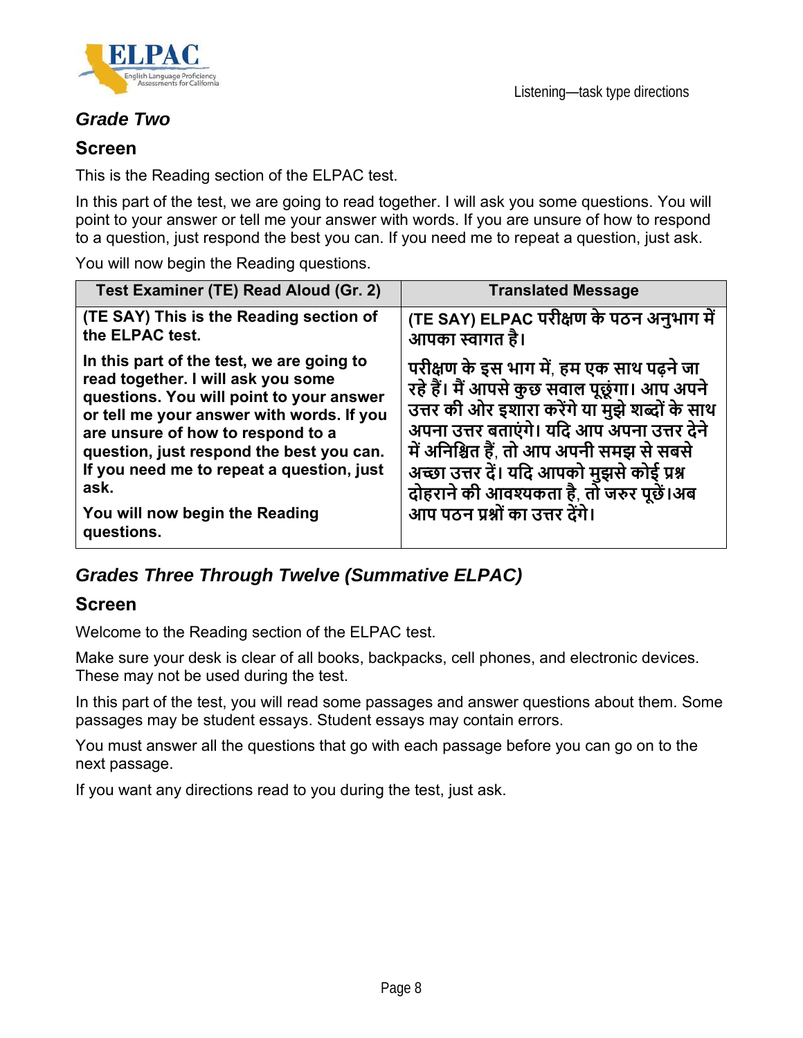### *Grade Two*

#### Screen

This is the Reading section of the ELPAC test.

In this part of the test, we are going to read together. I will ask you some questions. You will point to your answer or tell me your answer with words. If you are unsure of how to respond to a question, just respond the best you can. If you need me to repeat a question, just ask.

You will now begin the Reading questions.

| Test Examiner (TE) Read Aloud (Gr. 2) | Translated Message |
|---|---|
| **(TE SAY) This is the Reading section of the ELPAC test.**<br><br>**In this part of the test, we are going to read together. I will ask you some questions. You will point to your answer or tell me your answer with words. If you are unsure of how to respond to a question, just respond the best you can. If you need me to repeat a question, just ask.**<br><br>**You will now begin the Reading questions.** | **(TE SAY) ELPAC परीक्षण के पठन अनुभाग में आपका स्वागत है।**<br><br>**परीक्षण के इस भाग में, हम एक साथ पढ़ने जा रहे हैं। मैं आपसे कुछ सवाल पूछूंगा। आप अपने उत्तर की ओर इशारा करेंगे या मुझे शब्दों के साथ अपना उत्तर बताएंगे। यदि आप अपना उत्तर देने में अनिश्चित हैं, तो आप अपनी समझ से सबसे अच्छा उत्तर दें। यदि आपको मुझसे कोई प्रश्न दोहराने की आवश्यकता है, तो जरुर पूछें।अब आप पठन प्रश्नों का उत्तर देंगे।** |

### *Grades Three Through Twelve (Summative ELPAC)*

#### Screen

Welcome to the Reading section of the ELPAC test.

Make sure your desk is clear of all books, backpacks, cell phones, and electronic devices. These may not be used during the test.

In this part of the test, you will read some passages and answer questions about them. Some passages may be student essays. Student essays may contain errors.

You must answer all the questions that go with each passage before you can go on to the next passage.

If you want any directions read to you during the test, just ask.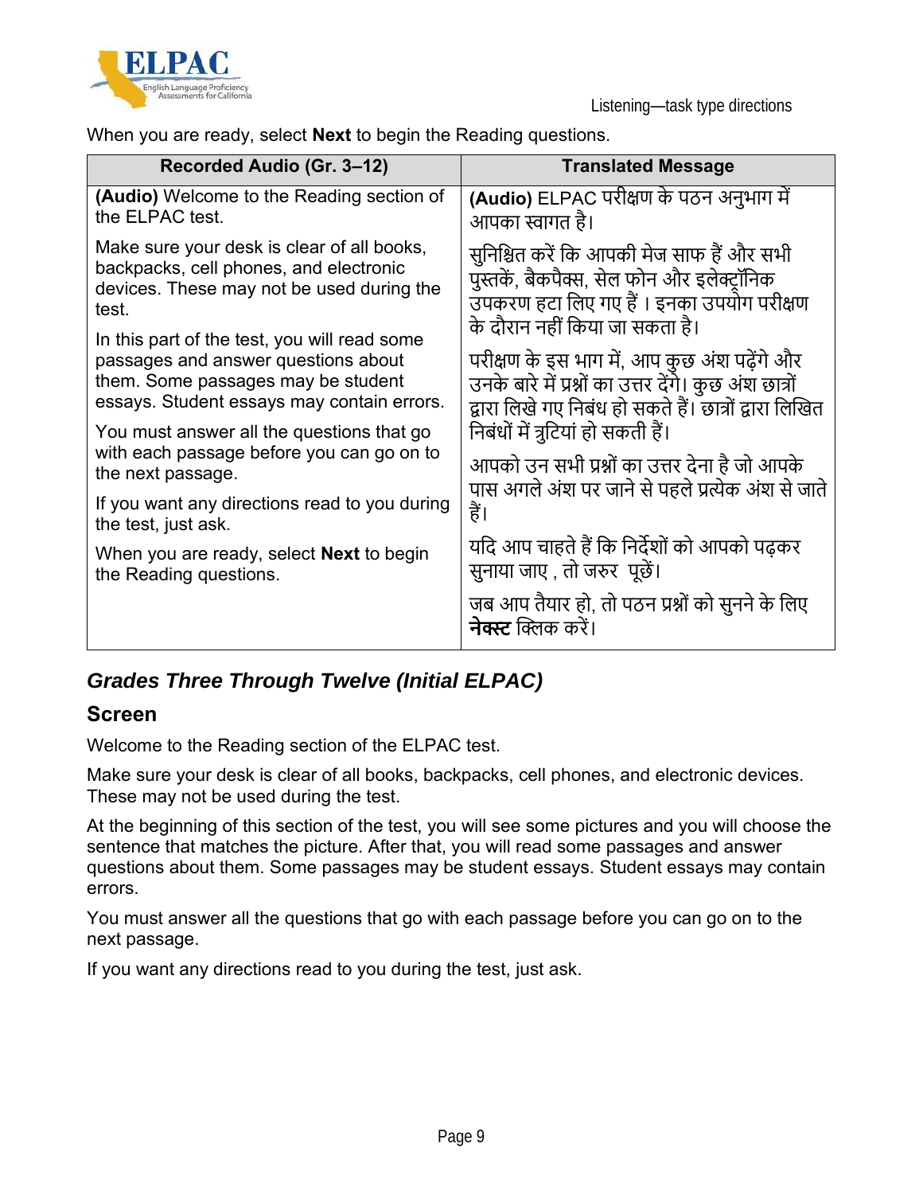When you are ready, select **Next** to begin the Reading questions.

| Recorded Audio (Gr. 3–12) | Translated Message |
|---|---|
| **(Audio)** Welcome to the Reading section of the ELPAC test. | **(Audio)** ELPAC परीक्षण के पठन अनुभाग में आपका स्वागत है। |
| Make sure your desk is clear of all books, backpacks, cell phones, and electronic devices. These may not be used during the test. | सुनिश्चित करें कि आपकी मेज साफ हैं और सभी पुस्तकें, बैकपैक्स, सेल फोन और इलेक्ट्रॉनिक उपकरण हटा लिए गए हैं । इनका उपयोग परीक्षण के दौरान नहीं किया जा सकता है। |
| In this part of the test, you will read some passages and answer questions about them. Some passages may be student essays. Student essays may contain errors. | परीक्षण के इस भाग में, आप कुछ अंश पढ़ेंगे और उनके बारे में प्रश्नों का उत्तर देंगे। कुछ अंश छात्रों द्वारा लिखे गए निबंध हो सकते हैं। छात्रों द्वारा लिखित निबंधों में त्रुटियां हो सकती हैं। |
| You must answer all the questions that go with each passage before you can go on to the next passage. | आपको उन सभी प्रश्नों का उत्तर देना है जो आपके पास अगले अंश पर जाने से पहले प्रत्येक अंश से जाते हैं। |
| If you want any directions read to you during the test, just ask. | यदि आप चाहते हैं कि निर्देशों को आपको पढ़कर सुनाया जाए , तो जरुर पूछें। |
| When you are ready, select **Next** to begin the Reading questions. | जब आप तैयार हो, तो पठन प्रश्नों को सुनने के लिए **नेक्स्ट** क्लिक करें। |

## *Grades Three Through Twelve (Initial ELPAC)*

### Screen

Welcome to the Reading section of the ELPAC test.

Make sure your desk is clear of all books, backpacks, cell phones, and electronic devices. These may not be used during the test.

At the beginning of this section of the test, you will see some pictures and you will choose the sentence that matches the picture. After that, you will read some passages and answer questions about them. Some passages may be student essays. Student essays may contain errors.

You must answer all the questions that go with each passage before you can go on to the next passage.

If you want any directions read to you during the test, just ask.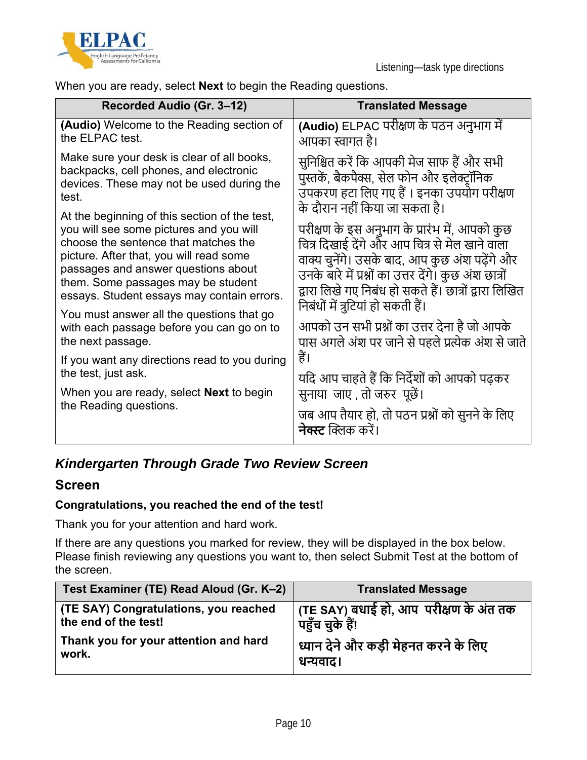When you are ready, select **Next** to begin the Reading questions.

| Recorded Audio (Gr. 3–12) | Translated Message |
|---|---|
| **(Audio)** Welcome to the Reading section of the ELPAC test.<br>Make sure your desk is clear of all books, backpacks, cell phones, and electronic devices. These may not be used during the test.<br>At the beginning of this section of the test, you will see some pictures and you will choose the sentence that matches the picture. After that, you will read some passages and answer questions about them. Some passages may be student essays. Student essays may contain errors.<br>You must answer all the questions that go with each passage before you can go on to the next passage.<br>If you want any directions read to you during the test, just ask.<br>When you are ready, select **Next** to begin the Reading questions. | **(Audio)** ELPAC परीक्षण के पठन अनुभाग में आपका स्वागत है।<br>सुनिश्चित करें कि आपकी मेज साफ हैं और सभी पुस्तकें, बैकपैक्स, सेल फोन और इलेक्ट्रॉनिक उपकरण हटा लिए गए हैं । इनका उपयोग परीक्षण के दौरान नहीं किया जा सकता है।<br>परीक्षण के इस अनुभाग के प्रारंभ में, आपको कुछ चित्र दिखाई देंगे और आप चित्र से मेल खाने वाला वाक्य चुनेंगे। उसके बाद, आप कुछ अंश पढ़ेंगे और उनके बारे में प्रश्नों का उत्तर देंगे। कुछ अंश छात्रों द्वारा लिखे गए निबंध हो सकते हैं। छात्रों द्वारा लिखित निबंधों में त्रुटियां हो सकती हैं।<br>आपको उन सभी प्रश्नों का उत्तर देना है जो आपके पास अगले अंश पर जाने से पहले प्रत्येक अंश से जाते हैं।<br>यदि आप चाहते हैं कि निर्देशों को आपको पढ़कर सुनाया जाए , तो जरुर पूछें।<br>जब आप तैयार हो, तो पठन प्रश्नों को सुनने के लिए **नेक्स्ट** क्लिक करें। |

## *Kindergarten Through Grade Two Review Screen*

### Screen

**Congratulations, you reached the end of the test!**

Thank you for your attention and hard work.

If there are any questions you marked for review, they will be displayed in the box below. Please finish reviewing any questions you want to, then select Submit Test at the bottom of the screen.

| Test Examiner (TE) Read Aloud (Gr. K–2) | Translated Message |
|---|---|
| **(TE SAY) Congratulations, you reached the end of the test!**<br>**Thank you for your attention and hard work.** | **(TE SAY) बधाई हो, आप परीक्षण के अंत तक पहुँच चुके हैं!**<br>**ध्यान देने और कड़ी मेहनत करने के लिए धन्यवाद।** |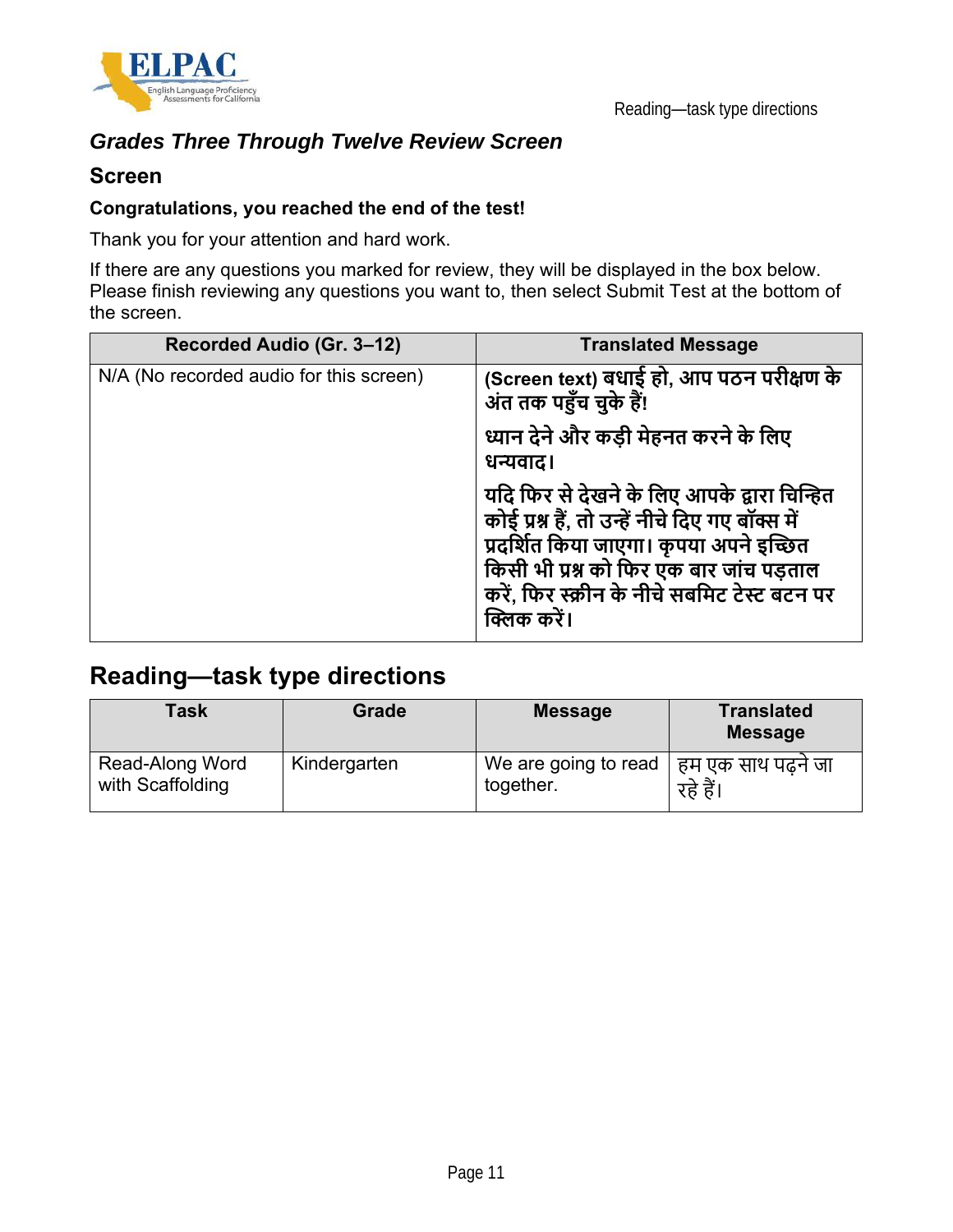### *Grades Three Through Twelve Review Screen*

#### Screen

**Congratulations, you reached the end of the test!**

Thank you for your attention and hard work.

If there are any questions you marked for review, they will be displayed in the box below. Please finish reviewing any questions you want to, then select Submit Test at the bottom of the screen.

| Recorded Audio (Gr. 3–12) | Translated Message |
|---|---|
| N/A (No recorded audio for this screen) | **(Screen text) बधाई हो, आप पठन परीक्षण के अंत तक पहुँच चुके हैं!**<br><br>**ध्यान देने और कड़ी मेहनत करने के लिए धन्यवाद।**<br><br>**यदि फिर से देखने के लिए आपके द्वारा चिन्हित कोई प्रश्न हैं, तो उन्हें नीचे दिए गए बॉक्स में प्रदर्शित किया जाएगा। कृपया अपने इच्छित किसी भी प्रश्न को फिर एक बार जांच पड़ताल करें, फिर स्क्रीन के नीचे सबमिट टेस्ट बटन पर क्लिक करें।** |

## Reading—task type directions

| Task | Grade | Message | Translated Message |
|---|---|---|---|
| Read-Along Word with Scaffolding | Kindergarten | We are going to read together. | हम एक साथ पढ़ने जा रहे हैं। |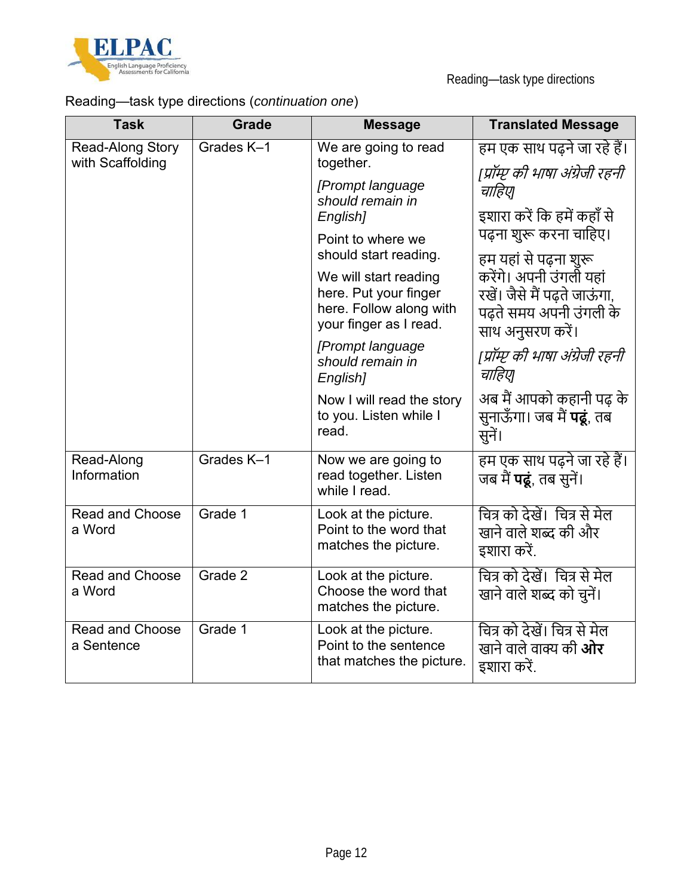Reading—task type directions (*continuation one*)

| Task | Grade | Message | Translated Message |
| --- | --- | --- | --- |
| Read-Along Story with Scaffolding | Grades K–1 | We are going to read together. *[Prompt language should remain in English]* Point to where we should start reading. We will start reading here. Put your finger here. Follow along with your finger as I read. *[Prompt language should remain in English]* Now I will read the story to you. Listen while I read. | हम एक साथ पढ़ने जा रहे हैं। *[प्रॉम्प्ट की भाषा अंग्रेजी रहनी चाहिए]* इशारा करें कि हमें कहाँ से पढ़ना शुरू करना चाहिए। हम यहां से पढ़ना शुरू करेंगे। अपनी उंगली यहां रखें। जैसे मैं पढ़ते जाऊंगा, पढ़ते समय अपनी उंगली के साथ अनुसरण करें। *[प्रॉम्प्ट की भाषा अंग्रेजी रहनी चाहिए]* अब मैं आपको कहानी पढ़ के सुनाऊँगा। जब मैं **पढ़ूं**, तब सुनें। |
| Read-Along Information | Grades K–1 | Now we are going to read together. Listen while I read. | हम एक साथ पढ़ने जा रहे हैं। जब मैं **पढ़ूं**, तब सुनें। |
| Read and Choose a Word | Grade 1 | Look at the picture. Point to the word that matches the picture. | चित्र को देखें। चित्र से मेल खाने वाले शब्द की और इशारा करें. |
| Read and Choose a Word | Grade 2 | Look at the picture. Choose the word that matches the picture. | चित्र को देखें। चित्र से मेल खाने वाले शब्द को चुनें। |
| Read and Choose a Sentence | Grade 1 | Look at the picture. Point to the sentence that matches the picture. | चित्र को देखें। चित्र से मेल खाने वाले वाक्य की **ओर** इशारा करें. |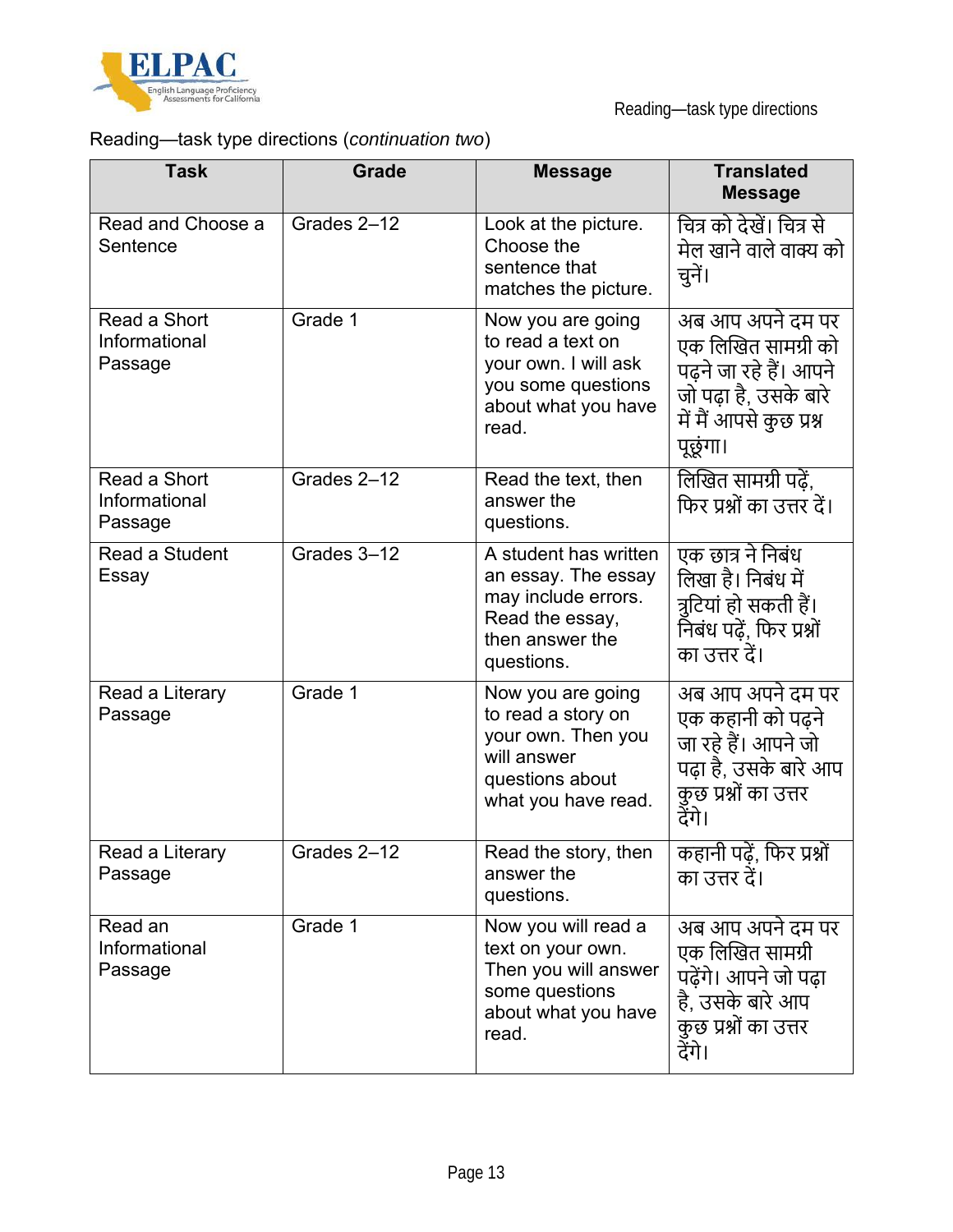Reading—task type directions (*continuation two*)

| Task | Grade | Message | Translated Message |
|---|---|---|---|
| Read and Choose a Sentence | Grades 2–12 | Look at the picture. Choose the sentence that matches the picture. | चित्र को देखें। चित्र से मेल खाने वाले वाक्य को चुनें। |
| Read a Short Informational Passage | Grade 1 | Now you are going to read a text on your own. I will ask you some questions about what you have read. | अब आप अपने दम पर एक लिखित सामग्री को पढ़ने जा रहे हैं। आपने जो पढ़ा है, उसके बारे में मैं आपसे कुछ प्रश्न पूछूंगा। |
| Read a Short Informational Passage | Grades 2–12 | Read the text, then answer the questions. | लिखित सामग्री पढ़ें, फिर प्रश्नों का उत्तर दें। |
| Read a Student Essay | Grades 3–12 | A student has written an essay. The essay may include errors. Read the essay, then answer the questions. | एक छात्र ने निबंध लिखा है। निबंध में त्रुटियां हो सकती हैं। निबंध पढ़ें, फिर प्रश्नों का उत्तर दें। |
| Read a Literary Passage | Grade 1 | Now you are going to read a story on your own. Then you will answer questions about what you have read. | अब आप अपने दम पर एक कहानी को पढ़ने जा रहे हैं। आपने जो पढ़ा है, उसके बारे आप कुछ प्रश्नों का उत्तर देंगे। |
| Read a Literary Passage | Grades 2–12 | Read the story, then answer the questions. | कहानी पढ़ें, फिर प्रश्नों का उत्तर दें। |
| Read an Informational Passage | Grade 1 | Now you will read a text on your own. Then you will answer some questions about what you have read. | अब आप अपने दम पर एक लिखित सामग्री पढ़ेंगे। आपने जो पढ़ा है, उसके बारे आप कुछ प्रश्नों का उत्तर देंगे। |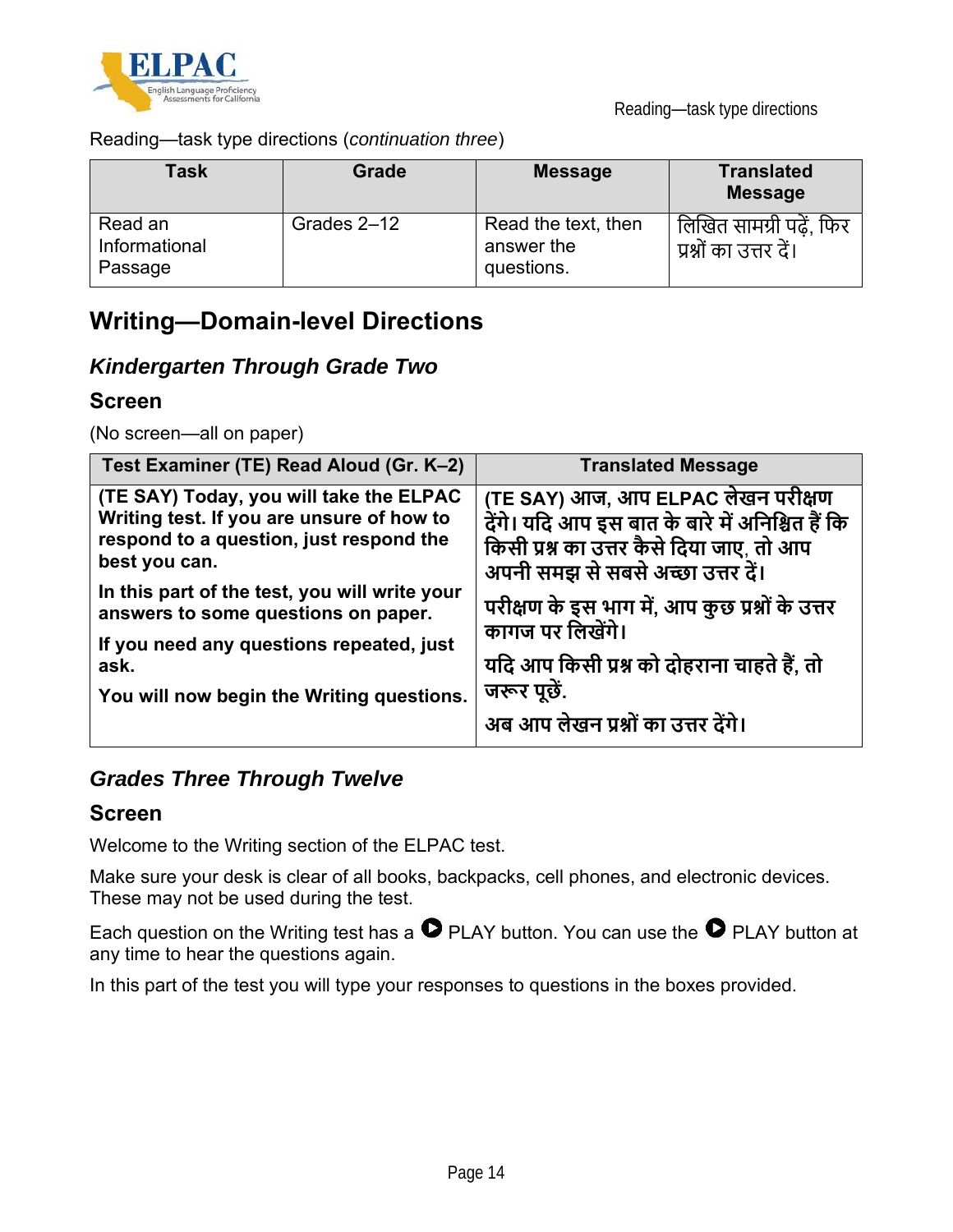Reading—task type directions (*continuation three*)

| Task | Grade | Message | Translated Message |
|---|---|---|---|
| Read an Informational Passage | Grades 2–12 | Read the text, then answer the questions. | लिखित सामग्री पढ़ें, फिर प्रश्नों का उत्तर दें। |

## Writing—Domain-level Directions

### *Kindergarten Through Grade Two*

#### Screen

(No screen—all on paper)

| Test Examiner (TE) Read Aloud (Gr. K–2) | Translated Message |
|---|---|
| **(TE SAY) Today, you will take the ELPAC Writing test. If you are unsure of how to respond to a question, just respond the best you can.** **In this part of the test, you will write your answers to some questions on paper.** **If you need any questions repeated, just ask.** **You will now begin the Writing questions.** | **(TE SAY) आज, आप ELPAC लेखन परीक्षण देंगे। यदि आप इस बात के बारे में अनिश्चित हैं कि किसी प्रश्न का उत्तर कैसे दिया जाए, तो आप अपनी समझ से सबसे अच्छा उत्तर दें।** **परीक्षण के इस भाग में, आप कुछ प्रश्नों के उत्तर कागज पर लिखेंगे।** **यदि आप किसी प्रश्न को दोहराना चाहते हैं, तो जरूर पूछें.** **अब आप लेखन प्रश्नों का उत्तर देंगे।** |

### *Grades Three Through Twelve*

#### Screen

Welcome to the Writing section of the ELPAC test.

Make sure your desk is clear of all books, backpacks, cell phones, and electronic devices. These may not be used during the test.

Each question on the Writing test has a ▶ PLAY button. You can use the ▶ PLAY button at any time to hear the questions again.

In this part of the test you will type your responses to questions in the boxes provided.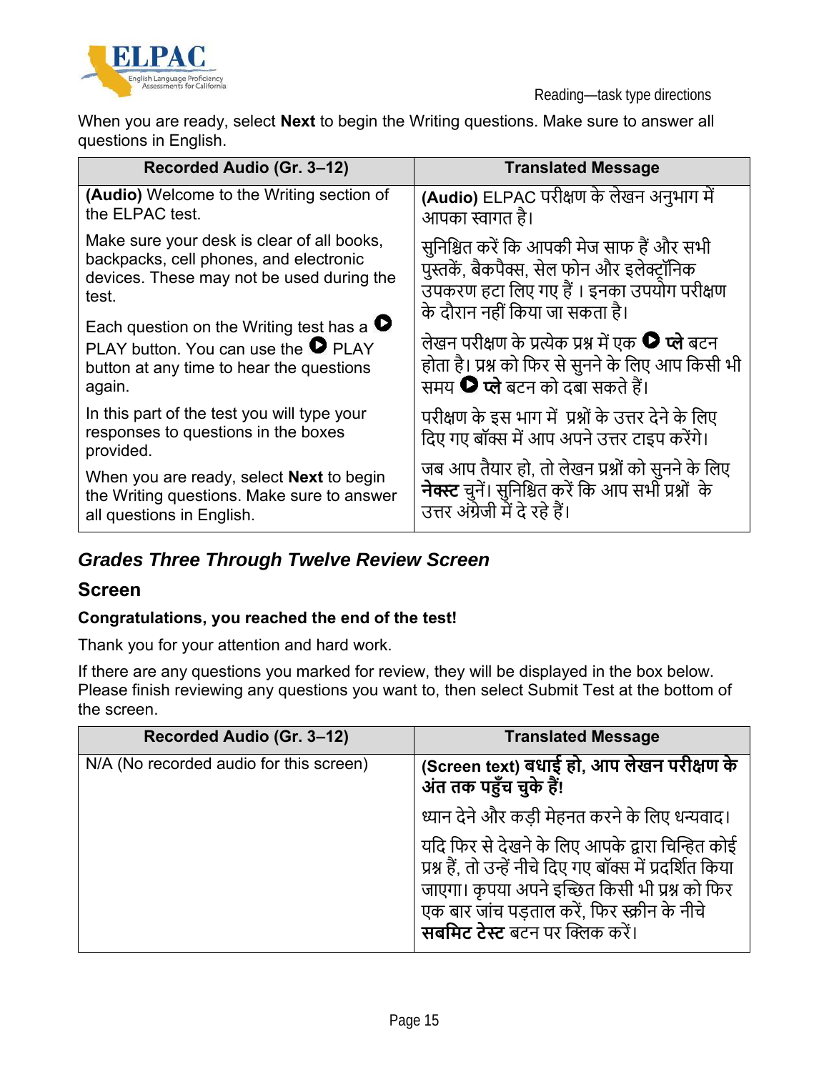When you are ready, select **Next** to begin the Writing questions. Make sure to answer all questions in English.

| Recorded Audio (Gr. 3–12) | Translated Message |
| --- | --- |
| **(Audio)** Welcome to the Writing section of the ELPAC test.<br><br>Make sure your desk is clear of all books, backpacks, cell phones, and electronic devices. These may not be used during the test.<br><br>Each question on the Writing test has a ▶ PLAY button. You can use the ▶ PLAY button at any time to hear the questions again.<br><br>In this part of the test you will type your responses to questions in the boxes provided.<br><br>When you are ready, select **Next** to begin the Writing questions. Make sure to answer all questions in English. | **(Audio)** ELPAC परीक्षण के लेखन अनुभाग में आपका स्वागत है।<br><br>सुनिश्चित करें कि आपकी मेज साफ हैं और सभी पुस्तकें, बैकपैक्स, सेल फोन और इलेक्ट्रॉनिक उपकरण हटा लिए गए हैं । इनका उपयोग परीक्षण के दौरान नहीं किया जा सकता है।<br><br>लेखन परीक्षण के प्रत्येक प्रश्न में एक ▶ **प्ले** बटन होता है। प्रश्न को फिर से सुनने के लिए आप किसी भी समय ▶ **प्ले** बटन को दबा सकते हैं।<br><br>परीक्षण के इस भाग में प्रश्नों के उत्तर देने के लिए दिए गए बॉक्स में आप अपने उत्तर टाइप करेंगे।<br><br>जब आप तैयार हो, तो लेखन प्रश्नों को सुनने के लिए **नेक्स्ट** चुनें। सुनिश्चित करें कि आप सभी प्रश्नों के उत्तर अंग्रेजी में दे रहे हैं। |

## *Grades Three Through Twelve Review Screen*

### Screen

**Congratulations, you reached the end of the test!**

Thank you for your attention and hard work.

If there are any questions you marked for review, they will be displayed in the box below. Please finish reviewing any questions you want to, then select Submit Test at the bottom of the screen.

| Recorded Audio (Gr. 3–12) | Translated Message |
| --- | --- |
| N/A (No recorded audio for this screen) | **(Screen text) बधाई हो, आप लेखन परीक्षण के अंत तक पहुँच चुके हैं!**<br><br>ध्यान देने और कड़ी मेहनत करने के लिए धन्यवाद।<br><br>यदि फिर से देखने के लिए आपके द्वारा चिन्हित कोई प्रश्न हैं, तो उन्हें नीचे दिए गए बॉक्स में प्रदर्शित किया जाएगा। कृपया अपने इच्छित किसी भी प्रश्न को फिर एक बार जांच पड़ताल करें, फिर स्क्रीन के नीचे **सबमिट टेस्ट** बटन पर क्लिक करें। |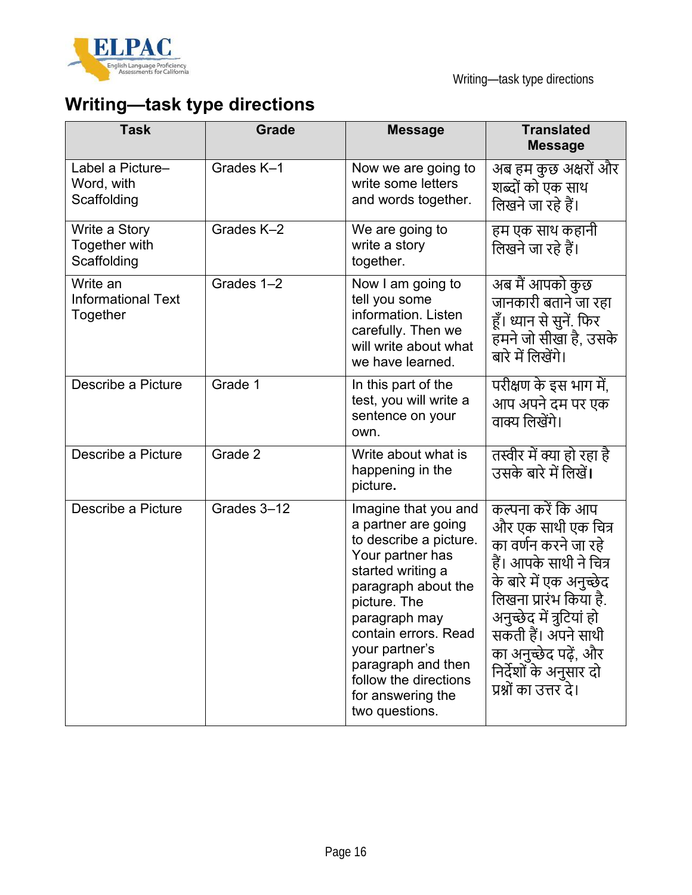# Writing—task type directions

| Task | Grade | Message | Translated Message |
|---|---|---|---|
| Label a Picture–Word, with Scaffolding | Grades K–1 | Now we are going to write some letters and words together. | अब हम कुछ अक्षरों और शब्दों को एक साथ लिखने जा रहे हैं। |
| Write a Story Together with Scaffolding | Grades K–2 | We are going to write a story together. | हम एक साथ कहानी लिखने जा रहे हैं। |
| Write an Informational Text Together | Grades 1–2 | Now I am going to tell you some information. Listen carefully. Then we will write about what we have learned. | अब मैं आपको कुछ जानकारी बताने जा रहा हूँ। ध्यान से सुनें. फिर हमने जो सीखा है, उसके बारे में लिखेंगे। |
| Describe a Picture | Grade 1 | In this part of the test, you will write a sentence on your own. | परीक्षण के इस भाग में, आप अपने दम पर एक वाक्य लिखेंगे। |
| Describe a Picture | Grade 2 | Write about what is happening in the picture**.** | तस्वीर में क्या हो रहा है उसके बारे में लिखें**।** |
| Describe a Picture | Grades 3–12 | Imagine that you and a partner are going to describe a picture. Your partner has started writing a paragraph about the picture. The paragraph may contain errors. Read your partner's paragraph and then follow the directions for answering the two questions. | कल्पना करें कि आप और एक साथी एक चित्र का वर्णन करने जा रहे हैं। आपके साथी ने चित्र के बारे में एक अनुच्छेद लिखना प्रारंभ किया है. अनुच्छेद में त्रुटियां हो सकती हैं। अपने साथी का अनुच्छेद पढ़ें, और निर्देशों के अनुसार दो प्रश्नों का उत्तर दें। |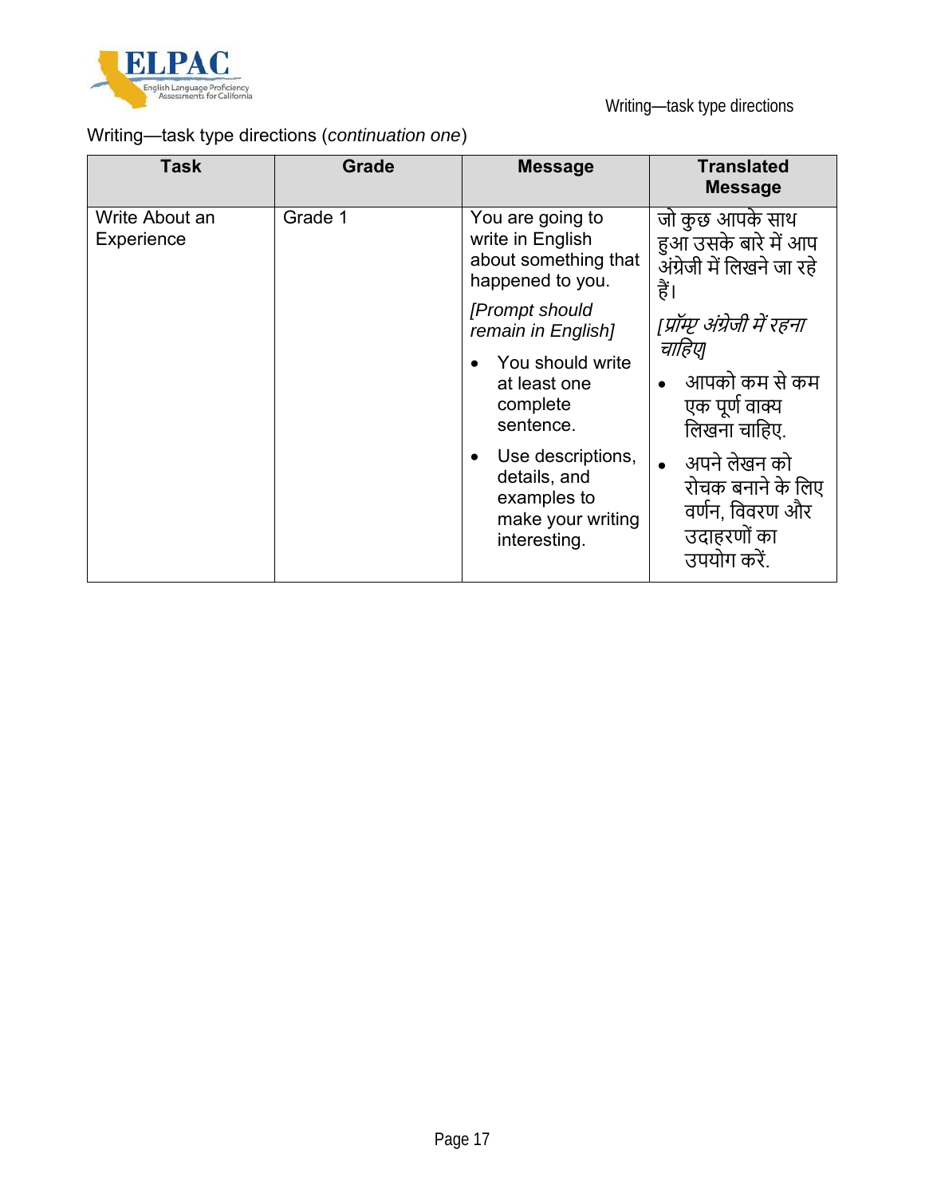Writing—task type directions (*continuation one*)

| Task | Grade | Message | Translated Message |
|---|---|---|---|
| Write About an Experience | Grade 1 | You are going to write in English about something that happened to you. *[Prompt should remain in English]* • You should write at least one complete sentence. • Use descriptions, details, and examples to make your writing interesting. | जो कुछ आपके साथ हुआ उसके बारे में आप अंग्रेजी में लिखने जा रहे हैं। *[प्रॉम्प्ट अंग्रेजी में रहना चाहिए]* • आपको कम से कम एक पूर्ण वाक्य लिखना चाहिए. • अपने लेखन को रोचक बनाने के लिए वर्णन, विवरण और उदाहरणों का उपयोग करें. |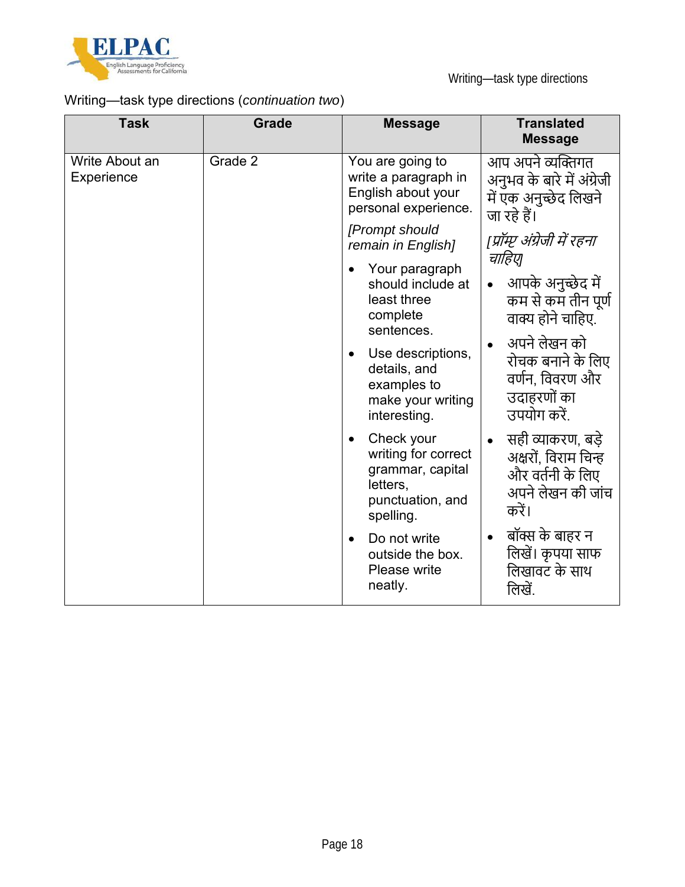Writing—task type directions (*continuation two*)

| Task | Grade | Message | Translated Message |
|---|---|---|---|
| Write About an Experience | Grade 2 | You are going to write a paragraph in English about your personal experience.<br>*[Prompt should remain in English]*<br>• Your paragraph should include at least three complete sentences.<br>• Use descriptions, details, and examples to make your writing interesting.<br>• Check your writing for correct grammar, capital letters, punctuation, and spelling.<br>• Do not write outside the box. Please write neatly. | आप अपने व्यक्तिगत अनुभव के बारे में अंग्रेजी में एक अनुच्छेद लिखने जा रहे हैं।<br>*[प्रॉम्प्ट अंग्रेजी में रहना चाहिए]*<br>• आपके अनुच्छेद में कम से कम तीन पूर्ण वाक्य होने चाहिए.<br>• अपने लेखन को रोचक बनाने के लिए वर्णन, विवरण और उदाहरणों का उपयोग करें.<br>• सही व्याकरण, बड़े अक्षरों, विराम चिन्ह और वर्तनी के लिए अपने लेखन की जांच करें।<br>• बॉक्स के बाहर न लिखें। कृपया साफ लिखावट के साथ लिखें. |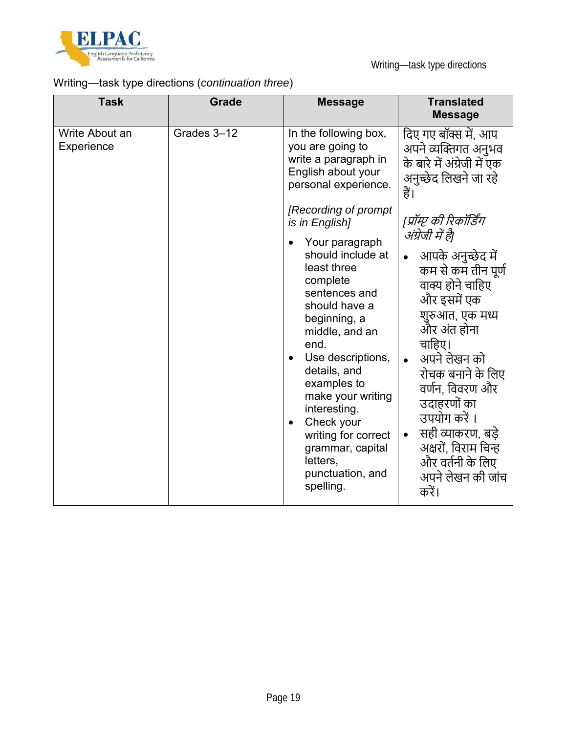Writing—task type directions (*continuation three*)

| Task | Grade | Message | Translated Message |
|---|---|---|---|
| Write About an Experience | Grades 3–12 | In the following box, you are going to write a paragraph in English about your personal experience.<br><br>*[Recording of prompt is in English]*<br><br>• Your paragraph should include at least three complete sentences and should have a beginning, a middle, and an end.<br>• Use descriptions, details, and examples to make your writing interesting.<br>• Check your writing for correct grammar, capital letters, punctuation, and spelling. | दिए गए बॉक्स में, आप अपने व्यक्तिगत अनुभव के बारे में अंग्रेजी में एक अनुच्छेद लिखने जा रहे हैं।<br><br>*[प्रॉम्प्ट की रिकॉर्डिंग अंग्रेजी में है]*<br><br>• आपके अनुच्छेद में कम से कम तीन पूर्ण वाक्य होने चाहिए और इसमें एक शुरुआत, एक मध्य और अंत होना चाहिए।<br>• अपने लेखन को रोचक बनाने के लिए वर्णन, विवरण और उदाहरणों का उपयोग करें ।<br>• सही व्याकरण, बड़े अक्षरों, विराम चिन्ह और वर्तनी के लिए अपने लेखन की जांच करें। |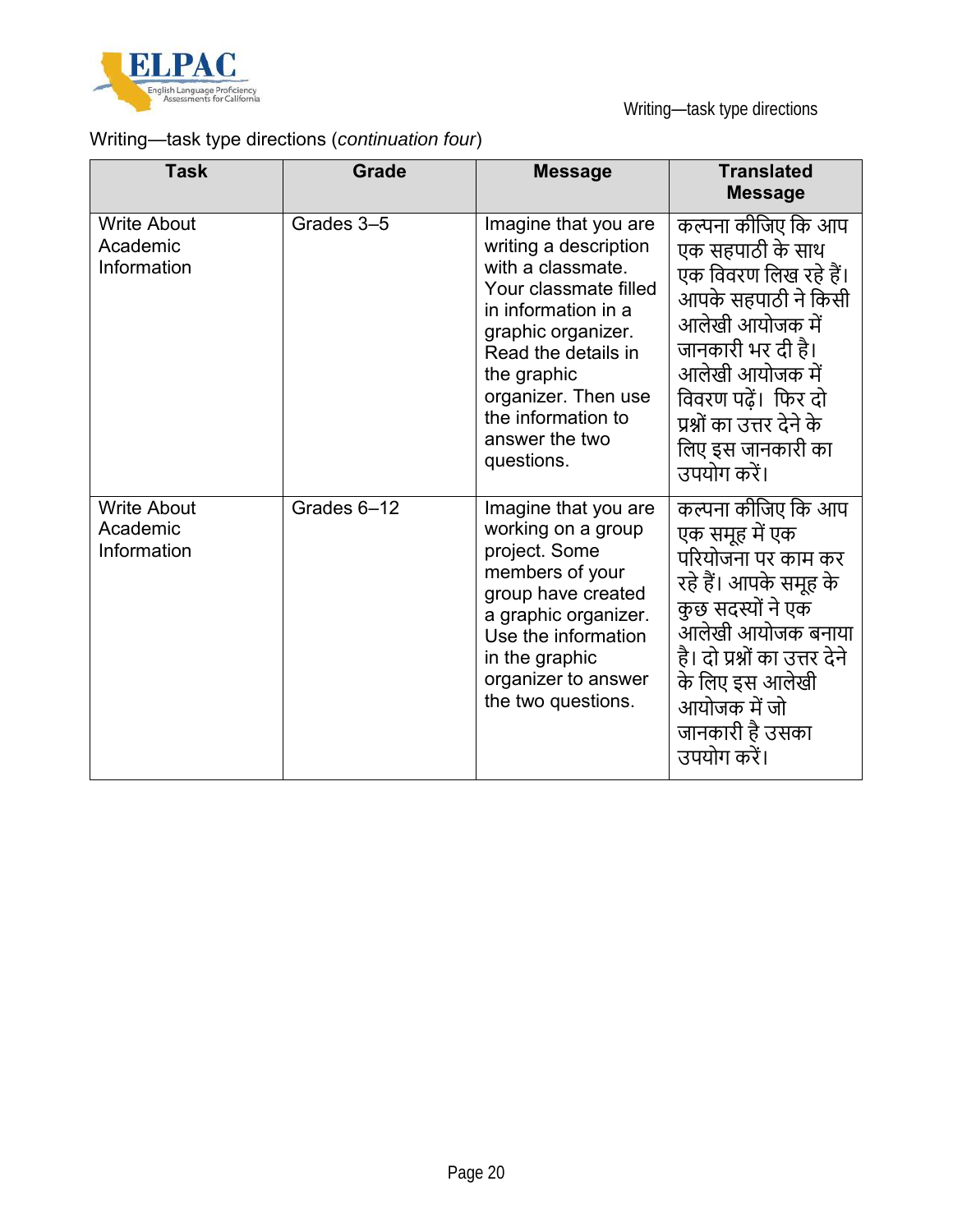Writing—task type directions (*continuation four*)

| Task | Grade | Message | Translated Message |
| --- | --- | --- | --- |
| Write About Academic Information | Grades 3–5 | Imagine that you are writing a description with a classmate. Your classmate filled in information in a graphic organizer. Read the details in the graphic organizer. Then use the information to answer the two questions. | कल्पना कीजिए कि आप एक सहपाठी के साथ एक विवरण लिख रहे हैं। आपके सहपाठी ने किसी आलेखी आयोजक में जानकारी भर दी है। आलेखी आयोजक में विवरण पढ़ें। फिर दो प्रश्नों का उत्तर देने के लिए इस जानकारी का उपयोग करें। |
| Write About Academic Information | Grades 6–12 | Imagine that you are working on a group project. Some members of your group have created a graphic organizer. Use the information in the graphic organizer to answer the two questions. | कल्पना कीजिए कि आप एक समूह में एक परियोजना पर काम कर रहे हैं। आपके समूह के कुछ सदस्यों ने एक आलेखी आयोजक बनाया है। दो प्रश्नों का उत्तर देने के लिए इस आलेखी आयोजक में जो जानकारी है उसका उपयोग करें। |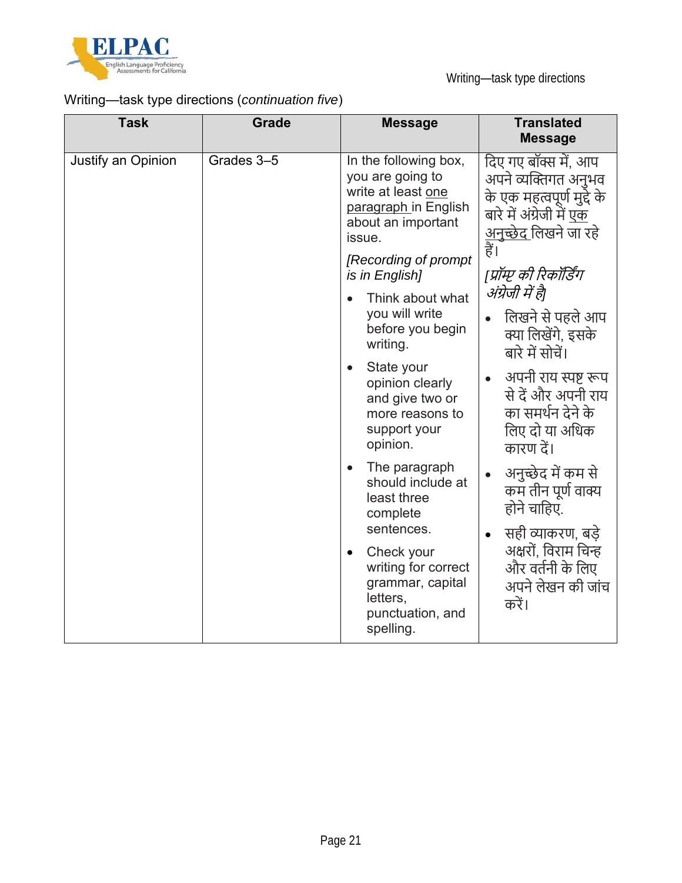Writing—task type directions (*continuation five*)

| Task | Grade | Message | Translated Message |
|---|---|---|---|
| Justify an Opinion | Grades 3–5 | In the following box, you are going to write at least <u>one paragraph</u> in English about an important issue.<br>*[Recording of prompt is in English]*<br>• Think about what you will write before you begin writing.<br>• State your opinion clearly and give two or more reasons to support your opinion.<br>• The paragraph should include at least three complete sentences.<br>• Check your writing for correct grammar, capital letters, punctuation, and spelling. | दिए गए बॉक्स में, आप अपने व्यक्तिगत अनुभव के एक महत्वपूर्ण मुद्दे के बारे में अंग्रेजी में <u>एक अनुच्छेद</u> लिखने जा रहे हैं।<br>*[प्रॉम्प्ट की रिकॉर्डिंग अंग्रेजी में है]*<br>• लिखने से पहले आप क्या लिखेंगे, इसके बारे में सोचें।<br>• अपनी राय स्पष्ट रूप से दें और अपनी राय का समर्थन देने के लिए दो या अधिक कारण दें।<br>• अनुच्छेद में कम से कम तीन पूर्ण वाक्य होने चाहिए.<br>• सही व्याकरण, बड़े अक्षरों, विराम चिन्ह और वर्तनी के लिए अपने लेखन की जांच करें। |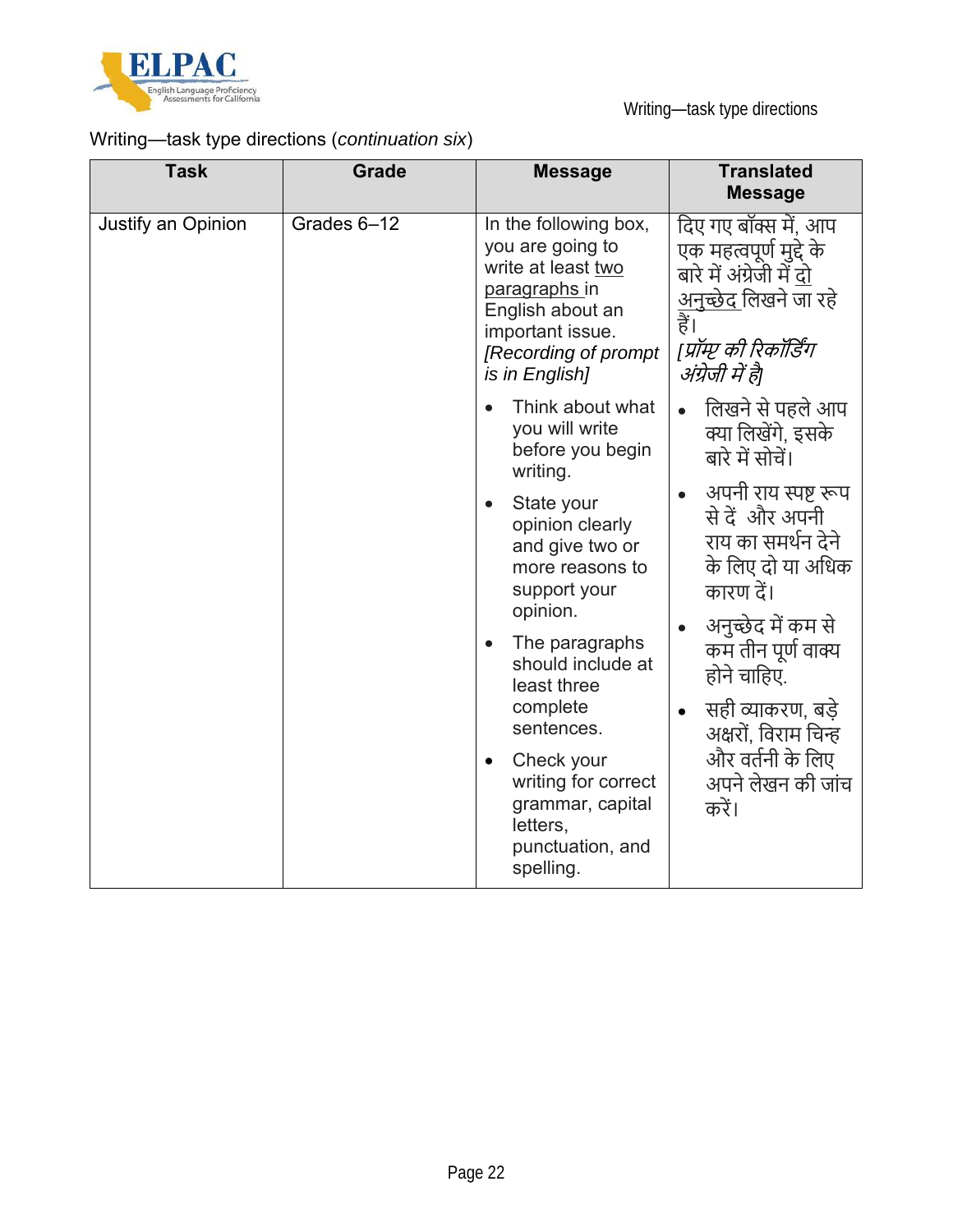Writing—task type directions (*continuation six*)

| Task | Grade | Message | Translated Message |
|---|---|---|---|
| Justify an Opinion | Grades 6–12 | In the following box, you are going to write at least <u>two paragraphs</u> in English about an important issue. *[Recording of prompt is in English]*<br>• Think about what you will write before you begin writing.<br>• State your opinion clearly and give two or more reasons to support your opinion.<br>• The paragraphs should include at least three complete sentences.<br>• Check your writing for correct grammar, capital letters, punctuation, and spelling. | दिए गए बॉक्स में, आप एक महत्वपूर्ण मुद्दे के बारे में अंग्रेजी में <u>दो अनुच्छेद</u> लिखने जा रहे हैं। *[प्रॉम्प्ट की रिकॉर्डिंग अंग्रेजी में है]*<br>• लिखने से पहले आप क्या लिखेंगे, इसके बारे में सोचें।<br>• अपनी राय स्पष्ट रूप से दें और अपनी राय का समर्थन देने के लिए दो या अधिक कारण दें।<br>• अनुच्छेद में कम से कम तीन पूर्ण वाक्य होने चाहिए.<br>• सही व्याकरण, बड़े अक्षरों, विराम चिन्ह और वर्तनी के लिए अपने लेखन की जांच करें। |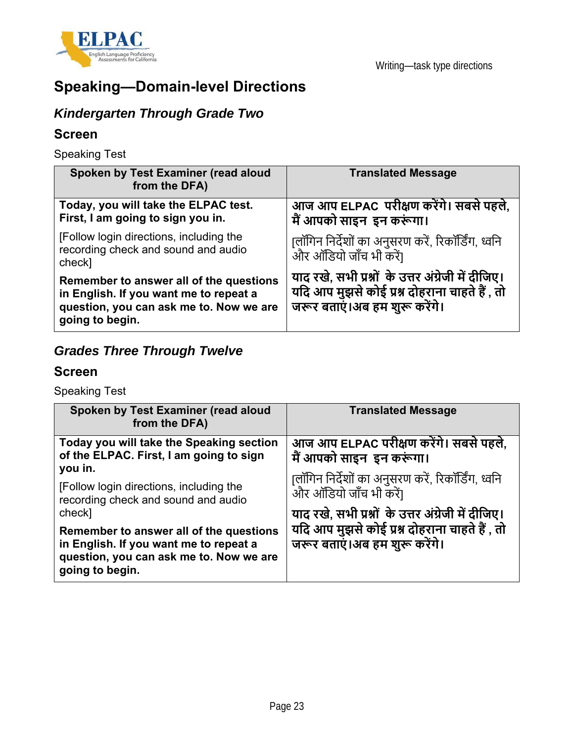## Speaking—Domain-level Directions

### *Kindergarten Through Grade Two*

### Screen

Speaking Test

| Spoken by Test Examiner (read aloud from the DFA) | Translated Message |
|---|---|
| **Today, you will take the ELPAC test. First, I am going to sign you in.** | **आज आप ELPAC परीक्षण करेंगे। सबसे पहले, मैं आपको साइन इन करूंगा।** |
| [Follow login directions, including the recording check and sound and audio check] | [लॉगिन निर्देशों का अनुसरण करें, रिकॉर्डिंग, ध्वनि और ऑडियो जाँच भी करें] |
| **Remember to answer all of the questions in English. If you want me to repeat a question, you can ask me to. Now we are going to begin.** | **याद रखे, सभी प्रश्नों के उत्तर अंग्रेजी में दीजिए। यदि आप मुझसे कोई प्रश्न दोहराना चाहते हैं , तो जरूर बताएं।अब हम शुरू करेंगे।** |

### *Grades Three Through Twelve*

### Screen

Speaking Test

| Spoken by Test Examiner (read aloud from the DFA) | Translated Message |
|---|---|
| **Today you will take the Speaking section of the ELPAC. First, I am going to sign you in.** | **आज आप ELPAC परीक्षण करेंगे। सबसे पहले, मैं आपको साइन इन करूंगा।** |
| [Follow login directions, including the recording check and sound and audio check] | [लॉगिन निर्देशों का अनुसरण करें, रिकॉर्डिंग, ध्वनि और ऑडियो जाँच भी करें] |
| **Remember to answer all of the questions in English. If you want me to repeat a question, you can ask me to. Now we are going to begin.** | **याद रखे, सभी प्रश्नों के उत्तर अंग्रेजी में दीजिए। यदि आप मुझसे कोई प्रश्न दोहराना चाहते हैं , तो जरूर बताएं।अब हम शुरू करेंगे।** |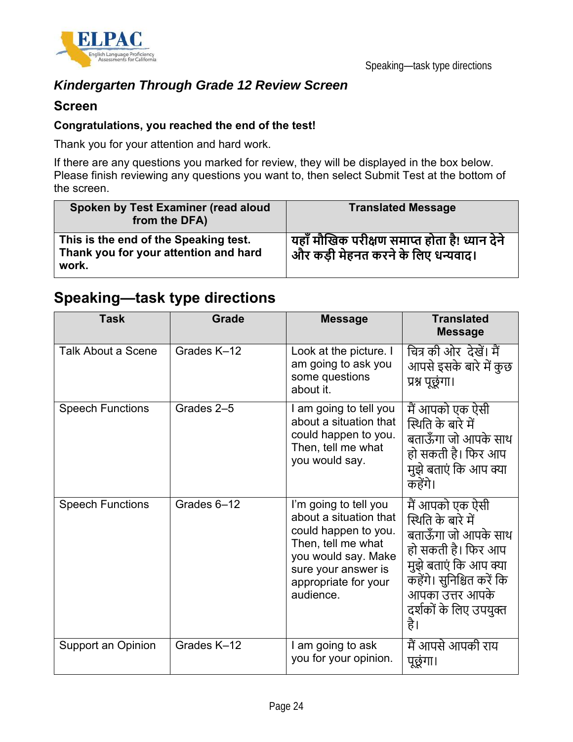### *Kindergarten Through Grade 12 Review Screen*

### Screen

**Congratulations, you reached the end of the test!**

Thank you for your attention and hard work.

If there are any questions you marked for review, they will be displayed in the box below. Please finish reviewing any questions you want to, then select Submit Test at the bottom of the screen.

| Spoken by Test Examiner (read aloud from the DFA) | Translated Message |
|---|---|
| **This is the end of the Speaking test. Thank you for your attention and hard work.** | **यहाँ मौखिक परीक्षण समाप्त होता है! ध्यान देने और कड़ी मेहनत करने के लिए धन्यवाद।** |

## Speaking—task type directions

| Task | Grade | Message | Translated Message |
|---|---|---|---|
| Talk About a Scene | Grades K–12 | Look at the picture. I am going to ask you some questions about it. | चित्र की ओर देखें। मैं आपसे इसके बारे में कुछ प्रश्न पूछूंगा। |
| Speech Functions | Grades 2–5 | I am going to tell you about a situation that could happen to you. Then, tell me what you would say. | मैं आपको एक ऐसी स्थिति के बारे में बताऊँगा जो आपके साथ हो सकती है। फिर आप मुझे बताएं कि आप क्या कहेंगे। |
| Speech Functions | Grades 6–12 | I'm going to tell you about a situation that could happen to you. Then, tell me what you would say. Make sure your answer is appropriate for your audience. | मैं आपको एक ऐसी स्थिति के बारे में बताऊँगा जो आपके साथ हो सकती है। फिर आप मुझे बताएं कि आप क्या कहेंगे। सुनिश्चित करें कि आपका उत्तर आपके दर्शकों के लिए उपयुक्त है। |
| Support an Opinion | Grades K–12 | I am going to ask you for your opinion. | मैं आपसे आपकी राय पूछूंगा। |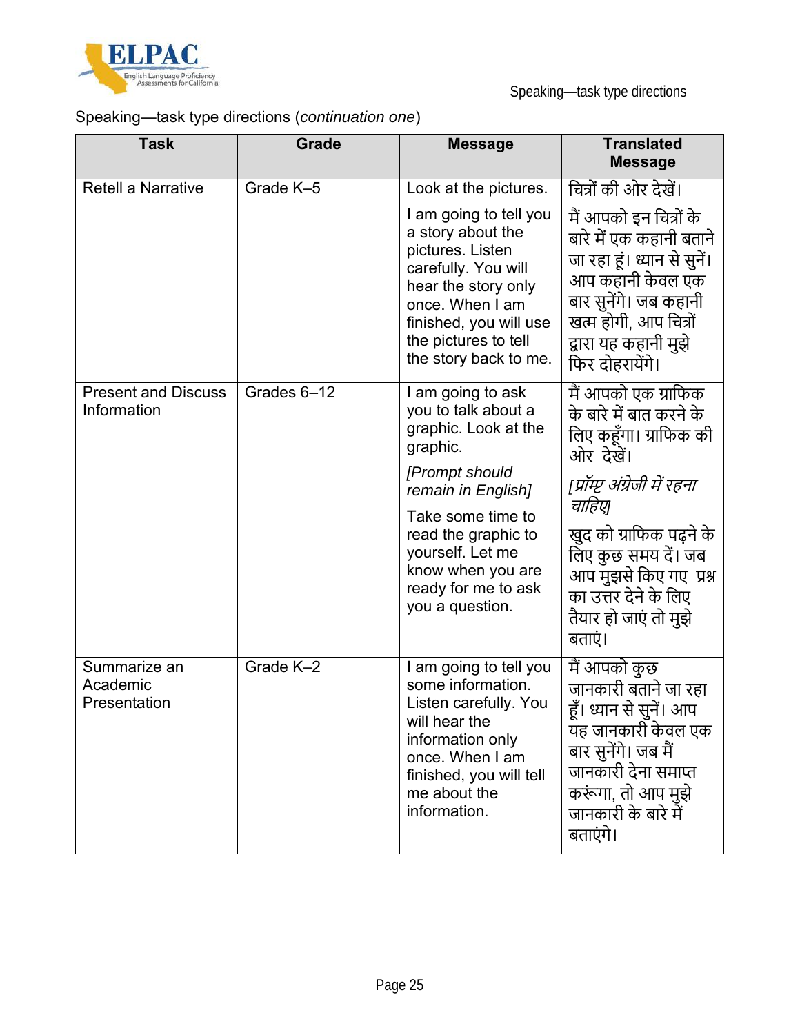Speaking—task type directions (*continuation one*)

| Task | Grade | Message | Translated Message |
|---|---|---|---|
| Retell a Narrative | Grade K–5 | Look at the pictures.<br><br>I am going to tell you a story about the pictures. Listen carefully. You will hear the story only once. When I am finished, you will use the pictures to tell the story back to me. | चित्रों की ओर देखें।<br><br>मैं आपको इन चित्रों के बारे में एक कहानी बताने जा रहा हूं। ध्यान से सुनें। आप कहानी केवल एक बार सुनेंगे। जब कहानी खत्म होगी, आप चित्रों द्वारा यह कहानी मुझे फिर दोहरायेंगे। |
| Present and Discuss Information | Grades 6–12 | I am going to ask you to talk about a graphic. Look at the graphic.<br><br>*[Prompt should remain in English]*<br><br>Take some time to read the graphic to yourself. Let me know when you are ready for me to ask you a question. | मैं आपको एक ग्राफिक के बारे में बात करने के लिए कहूँगा। ग्राफिक की ओर देखें।<br><br>*[प्रॉम्प्ट अंग्रेजी में रहना चाहिए]*<br><br>खुद को ग्राफिक पढ़ने के लिए कुछ समय दें। जब आप मुझसे किए गए प्रश्न का उत्तर देने के लिए तैयार हो जाएं तो मुझे बताएं। |
| Summarize an Academic Presentation | Grade K–2 | I am going to tell you some information. Listen carefully. You will hear the information only once. When I am finished, you will tell me about the information. | मैं आपको कुछ जानकारी बताने जा रहा हूँ। ध्यान से सुनें। आप यह जानकारी केवल एक बार सुनेंगे। जब मैं जानकारी देना समाप्त करूंगा, तो आप मुझे जानकारी के बारे में बताएंगे। |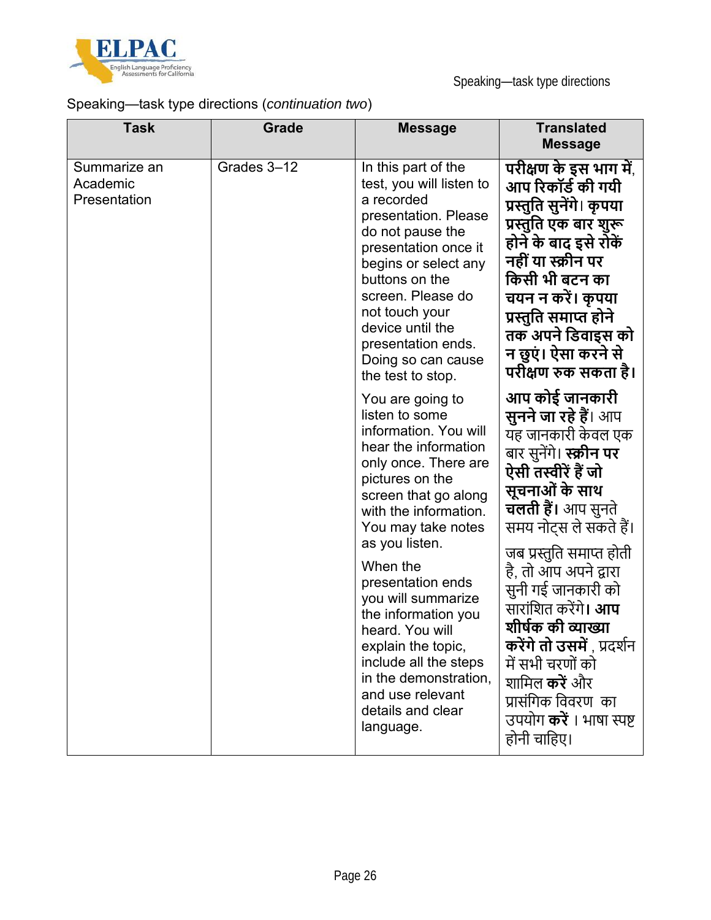Speaking—task type directions (*continuation two*)

| Task | Grade | Message | Translated Message |
|---|---|---|---|
| Summarize an Academic Presentation | Grades 3–12 | In this part of the test, you will listen to a recorded presentation. Please do not pause the presentation once it begins or select any buttons on the screen. Please do not touch your device until the presentation ends. Doing so can cause the test to stop.<br><br>You are going to listen to some information. You will hear the information only once. There are pictures on the screen that go along with the information. You may take notes as you listen.<br><br>When the presentation ends you will summarize the information you heard. You will explain the topic, include all the steps in the demonstration, and use relevant details and clear language. | **परीक्षण के इस भाग में, आप रिकॉर्ड की गयी प्रस्तुति सुनेंगे। कृपया प्रस्तुति एक बार शुरू होने के बाद इसे रोकें नहीं या स्क्रीन पर किसी भी बटन का चयन न करें। कृपया प्रस्तुति समाप्त होने तक अपने डिवाइस को न छुएं। ऐसा करने से परीक्षण रुक सकता है।**<br><br>**आप कोई जानकारी सुनने जा रहे हैं।** आप यह जानकारी केवल एक बार सुनेंगे। **स्क्रीन पर ऐसी तस्वीरें हैं जो सूचनाओं के साथ चलती हैं।** आप सुनते समय नोट्स ले सकते हैं।<br><br>जब प्रस्तुति समाप्त होती है, तो आप अपने द्वारा सुनी गई जानकारी को सारांशित करेंगे**। आप शीर्षक की व्याख्या करेंगे तो उसमें** , प्रदर्शन में सभी चरणों को शामिल **करें** और प्रासंगिक विवरण का उपयोग **करें** । भाषा स्पष्ट होनी चाहिए। |